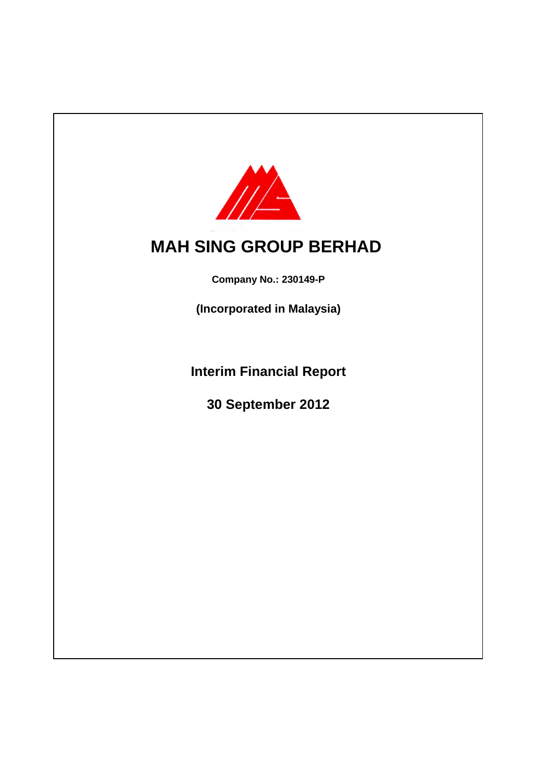# MAH SING GROUP BERHAD

**Company No.: 230149-P**

**(Incorporated in Malaysia)**

## Interim Financial Report

## 30 September 2012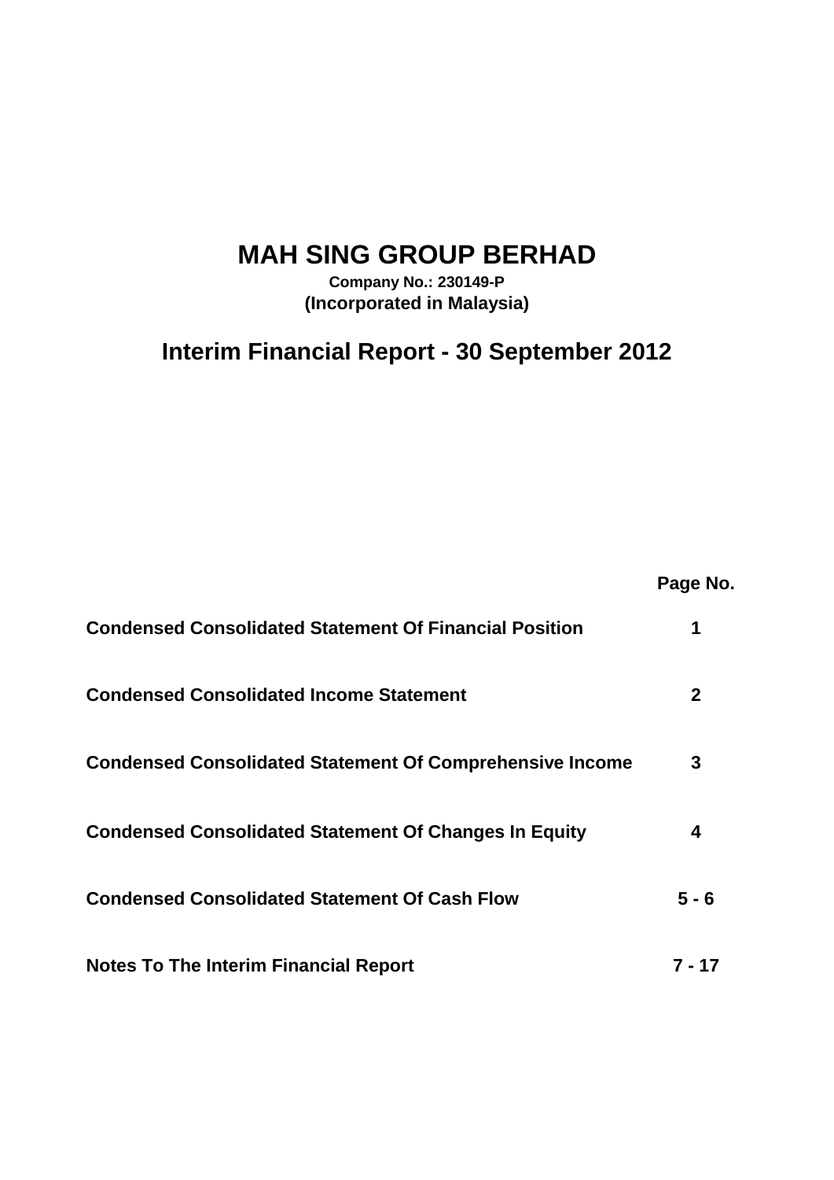# MAH SING GROUP BERHAD

**Company No.: 230149-P**
**(Incorporated in Malaysia)**

## Interim Financial Report - 30 September 2012

| | Page No. |
|---|---|
| **Condensed Consolidated Statement Of Financial Position** | **1** |
| **Condensed Consolidated Income Statement** | **2** |
| **Condensed Consolidated Statement Of Comprehensive Income** | **3** |
| **Condensed Consolidated Statement Of Changes In Equity** | **4** |
| **Condensed Consolidated Statement Of Cash Flow** | **5 - 6** |
| **Notes To The Interim Financial Report** | **7 - 17** |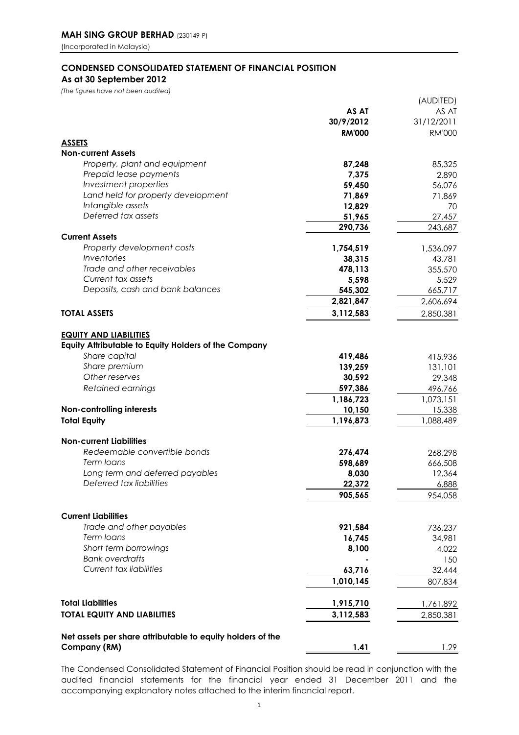**MAH SING GROUP BERHAD** (230149-P)
(Incorporated in Malaysia)

## CONDENSED CONSOLIDATED STATEMENT OF FINANCIAL POSITION
### As at 30 September 2012

*(The figures have not been audited)*

| | **AS AT 30/9/2012 RM'000** | (AUDITED) AS AT 31/12/2011 RM'000 |
|---|---|---|
| **ASSETS** | | |
| **Non-current Assets** | | |
| *Property, plant and equipment* | **87,248** | 85,325 |
| *Prepaid lease payments* | **7,375** | 2,890 |
| *Investment properties* | **59,450** | 56,076 |
| *Land held for property development* | **71,869** | 71,869 |
| *Intangible assets* | **12,829** | 70 |
| *Deferred tax assets* | **51,965** | 27,457 |
| | **290,736** | 243,687 |
| **Current Assets** | | |
| *Property development costs* | **1,754,519** | 1,536,097 |
| *Inventories* | **38,315** | 43,781 |
| *Trade and other receivables* | **478,113** | 355,570 |
| *Current tax assets* | **5,598** | 5,529 |
| *Deposits, cash and bank balances* | **545,302** | 665,717 |
| | **2,821,847** | 2,606,694 |
| **TOTAL ASSETS** | **3,112,583** | 2,850,381 |
| | | |
| **EQUITY AND LIABILITIES** | | |
| **Equity Attributable to Equity Holders of the Company** | | |
| *Share capital* | **419,486** | 415,936 |
| *Share premium* | **139,259** | 131,101 |
| *Other reserves* | **30,592** | 29,348 |
| *Retained earnings* | **597,386** | 496,766 |
| | **1,186,723** | 1,073,151 |
| **Non-controlling interests** | **10,150** | 15,338 |
| **Total Equity** | **1,196,873** | 1,088,489 |
| | | |
| **Non-current Liabilities** | | |
| *Redeemable convertible bonds* | **276,474** | 268,298 |
| *Term loans* | **598,689** | 666,508 |
| *Long term and deferred payables* | **8,030** | 12,364 |
| *Deferred tax liabilities* | **22,372** | 6,888 |
| | **905,565** | 954,058 |
| | | |
| **Current Liabilities** | | |
| *Trade and other payables* | **921,584** | 736,237 |
| *Term loans* | **16,745** | 34,981 |
| *Short term borrowings* | **8,100** | 4,022 |
| *Bank overdrafts* | **-** | 150 |
| *Current tax liabilities* | **63,716** | 32,444 |
| | **1,010,145** | 807,834 |
| | | |
| **Total Liabilities** | **1,915,710** | 1,761,892 |
| **TOTAL EQUITY AND LIABILITIES** | **3,112,583** | 2,850,381 |
| | | |
| **Net assets per share attributable to equity holders of the Company (RM)** | **1.41** | 1.29 |

The Condensed Consolidated Statement of Financial Position should be read in conjunction with the audited financial statements for the financial year ended 31 December 2011 and the accompanying explanatory notes attached to the interim financial report.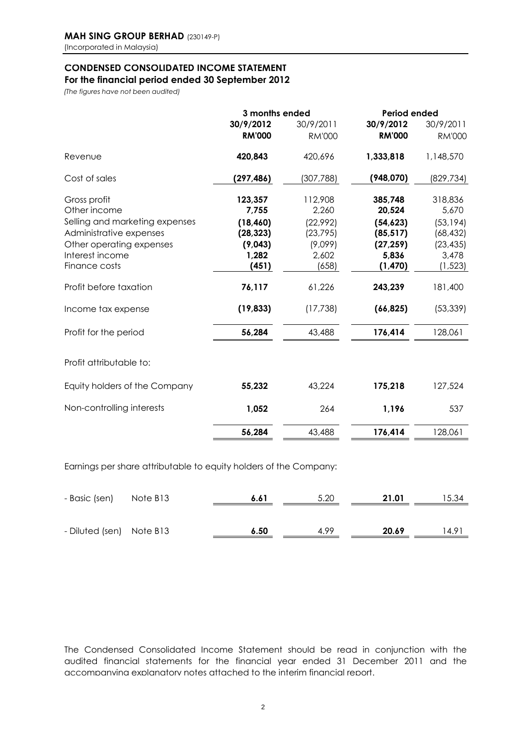**MAH SING GROUP BERHAD** (230149-P)
(Incorporated in Malaysia)

## CONDENSED CONSOLIDATED INCOME STATEMENT
### For the financial period ended 30 September 2012

*(The figures have not been audited)*

| | 3 months ended | | Period ended | |
|---|---|---|---|---|
| | **30/9/2012** | 30/9/2011 | **30/9/2012** | 30/9/2011 |
| | **RM'000** | RM'000 | **RM'000** | RM'000 |
| Revenue | **420,843** | 420,696 | **1,333,818** | 1,148,570 |
| Cost of sales | **(297,486)** | (307,788) | **(948,070)** | (829,734) |
| Gross profit | **123,357** | 112,908 | **385,748** | 318,836 |
| Other income | **7,755** | 2,260 | **20,524** | 5,670 |
| Selling and marketing expenses | **(18,460)** | (22,992) | **(54,623)** | (53,194) |
| Administrative expenses | **(28,323)** | (23,795) | **(85,517)** | (68,432) |
| Other operating expenses | **(9,043)** | (9,099) | **(27,259)** | (23,435) |
| Interest income | **1,282** | 2,602 | **5,836** | 3,478 |
| Finance costs | **(451)** | (658) | **(1,470)** | (1,523) |
| Profit before taxation | **76,117** | 61,226 | **243,239** | 181,400 |
| Income tax expense | **(19,833)** | (17,738) | **(66,825)** | (53,339) |
| Profit for the period | **56,284** | 43,488 | **176,414** | 128,061 |
| Profit attributable to: | | | | |
| Equity holders of the Company | **55,232** | 43,224 | **175,218** | 127,524 |
| Non-controlling interests | **1,052** | 264 | **1,196** | 537 |
| | **56,284** | 43,488 | **176,414** | 128,061 |

Earnings per share attributable to equity holders of the Company:

| | | | | | |
|---|---|---|---|---|---|
| - Basic (sen) | Note B13 | **6.61** | 5.20 | **21.01** | 15.34 |
| - Diluted (sen) | Note B13 | **6.50** | 4.99 | **20.69** | 14.91 |

The Condensed Consolidated Income Statement should be read in conjunction with the audited financial statements for the financial year ended 31 December 2011 and the accompanying explanatory notes attached to the interim financial report.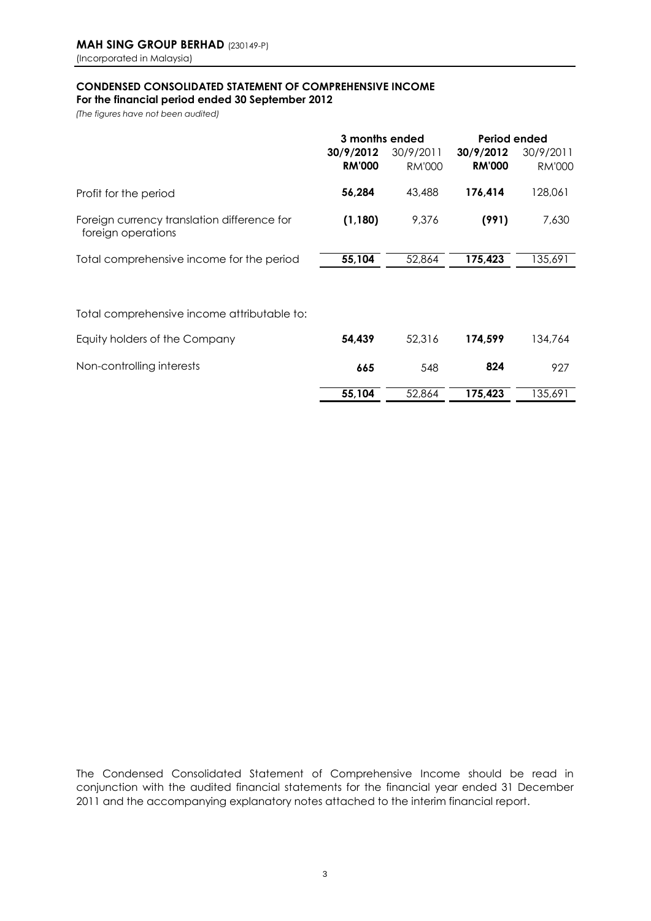**MAH SING GROUP BERHAD** (230149-P)
(Incorporated in Malaysia)

## CONDENSED CONSOLIDATED STATEMENT OF COMPREHENSIVE INCOME
**For the financial period ended 30 September 2012**

*(The figures have not been audited)*

| | 3 months ended | | Period ended | |
|---|---|---|---|---|
| | **30/9/2012** | 30/9/2011 | **30/9/2012** | 30/9/2011 |
| | **RM'000** | RM'000 | **RM'000** | RM'000 |
| Profit for the period | **56,284** | 43,488 | **176,414** | 128,061 |
| Foreign currency translation difference for foreign operations | **(1,180)** | 9,376 | **(991)** | 7,630 |
| Total comprehensive income for the period | **55,104** | 52,864 | **175,423** | 135,691 |
| | | | | |
| Total comprehensive income attributable to: | | | | |
| Equity holders of the Company | **54,439** | 52,316 | **174,599** | 134,764 |
| Non-controlling interests | **665** | 548 | **824** | 927 |
| | **55,104** | 52,864 | **175,423** | 135,691 |

The Condensed Consolidated Statement of Comprehensive Income should be read in conjunction with the audited financial statements for the financial year ended 31 December 2011 and the accompanying explanatory notes attached to the interim financial report.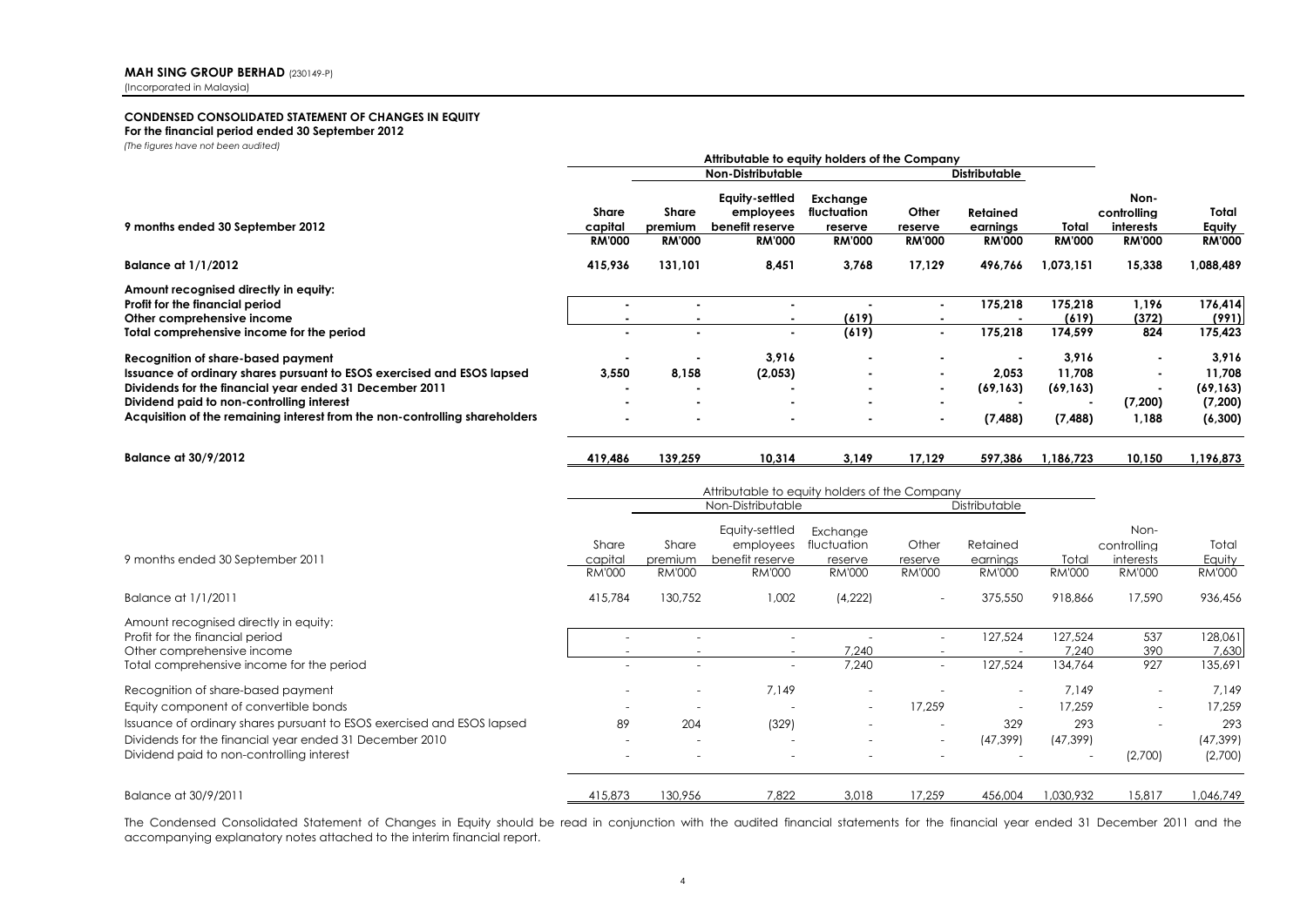**MAH SING GROUP BERHAD** (230149-P)
(Incorporated in Malaysia)

**CONDENSED CONSOLIDATED STATEMENT OF CHANGES IN EQUITY**
**For the financial period ended 30 September 2012**
*(The figures have not been audited)*

| | Attributable to equity holders of the Company | | | | | | | | |
|---|---|---|---|---|---|---|---|---|---|
| | | Non-Distributable | | | | Distributable | | | |
| **9 months ended 30 September 2012** | **Share capital** | **Share premium** | **Equity-settled employees benefit reserve** | **Exchange fluctuation reserve** | **Other reserve** | **Retained earnings** | **Total** | **Non-controlling interests** | **Total Equity** |
| | **RM'000** | **RM'000** | **RM'000** | **RM'000** | **RM'000** | **RM'000** | **RM'000** | **RM'000** | **RM'000** |
| **Balance at 1/1/2012** | **415,936** | **131,101** | **8,451** | **3,768** | **17,129** | **496,766** | **1,073,151** | **15,338** | **1,088,489** |
| **Amount recognised directly in equity:** | | | | | | | | | |
| **Profit for the financial period** | **-** | **-** | **-** | **-** | **-** | **175,218** | **175,218** | **1,196** | **176,414** |
| **Other comprehensive income** | **-** | **-** | **-** | **(619)** | **-** | **-** | **(619)** | **(372)** | **(991)** |
| **Total comprehensive income for the period** | **-** | **-** | **-** | **(619)** | **-** | **175,218** | **174,599** | **824** | **175,423** |
| **Recognition of share-based payment** | **-** | **-** | **3,916** | **-** | **-** | **-** | **3,916** | **-** | **3,916** |
| **Issuance of ordinary shares pursuant to ESOS exercised and ESOS lapsed** | **3,550** | **8,158** | **(2,053)** | **-** | **-** | **2,053** | **11,708** | **-** | **11,708** |
| **Dividends for the financial year ended 31 December 2011** | **-** | **-** | **-** | **-** | **-** | **(69,163)** | **(69,163)** | **-** | **(69,163)** |
| **Dividend paid to non-controlling interest** | **-** | **-** | **-** | **-** | **-** | **-** | **-** | **(7,200)** | **(7,200)** |
| **Acquisition of the remaining interest from the non-controlling shareholders** | **-** | **-** | **-** | **-** | **-** | **(7,488)** | **(7,488)** | **1,188** | **(6,300)** |
| **Balance at 30/9/2012** | **419,486** | **139,259** | **10,314** | **3,149** | **17,129** | **597,386** | **1,186,723** | **10,150** | **1,196,873** |

| | Attributable to equity holders of the Company | | | | | | | | |
|---|---|---|---|---|---|---|---|---|---|
| | | Non-Distributable | | | | Distributable | | | |
| 9 months ended 30 September 2011 | Share capital | Share premium | Equity-settled employees benefit reserve | Exchange fluctuation reserve | Other reserve | Retained earnings | Total | Non-controlling interests | Total Equity |
| | RM'000 | RM'000 | RM'000 | RM'000 | RM'000 | RM'000 | RM'000 | RM'000 | RM'000 |
| Balance at 1/1/2011 | 415,784 | 130,752 | 1,002 | (4,222) | - | 375,550 | 918,866 | 17,590 | 936,456 |
| Amount recognised directly in equity: | | | | | | | | | |
| Profit for the financial period | - | - | - | - | - | 127,524 | 127,524 | 537 | 128,061 |
| Other comprehensive income | - | - | - | 7,240 | - | - | 7,240 | 390 | 7,630 |
| Total comprehensive income for the period | - | - | - | 7,240 | - | 127,524 | 134,764 | 927 | 135,691 |
| Recognition of share-based payment | - | - | 7,149 | - | - | - | 7,149 | - | 7,149 |
| Equity component of convertible bonds | - | - | - | - | 17,259 | - | 17,259 | - | 17,259 |
| Issuance of ordinary shares pursuant to ESOS exercised and ESOS lapsed | 89 | 204 | (329) | - | - | 329 | 293 | - | 293 |
| Dividends for the financial year ended 31 December 2010 | - | - | - | - | - | (47,399) | (47,399) | | (47,399) |
| Dividend paid to non-controlling interest | - | - | - | - | - | - | - | (2,700) | (2,700) |
| Balance at 30/9/2011 | 415,873 | 130,956 | 7,822 | 3,018 | 17,259 | 456,004 | 1,030,932 | 15,817 | 1,046,749 |

The Condensed Consolidated Statement of Changes in Equity should be read in conjunction with the audited financial statements for the financial year ended 31 December 2011 and the accompanying explanatory notes attached to the interim financial report.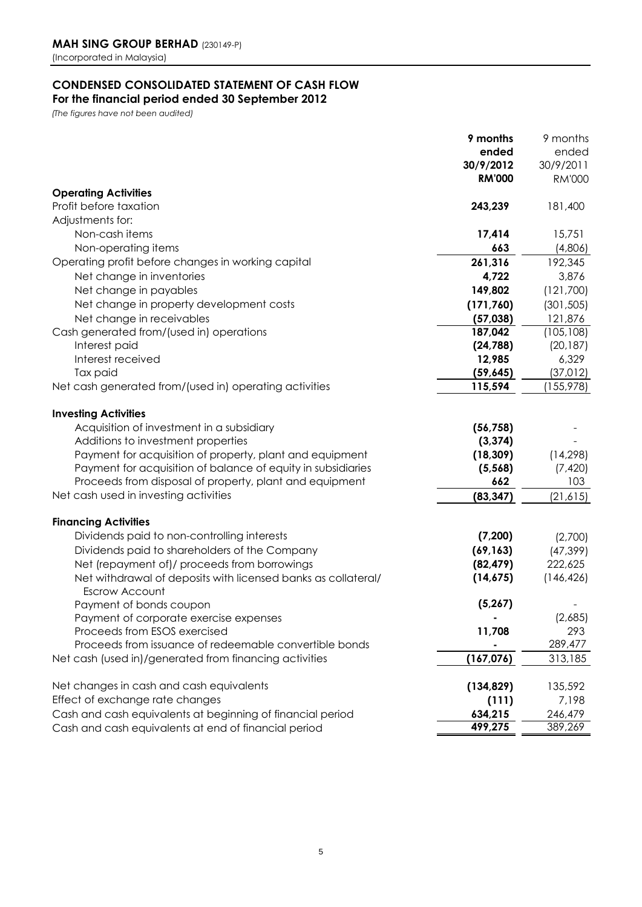**MAH SING GROUP BERHAD** (230149-P)
(Incorporated in Malaysia)

## CONDENSED CONSOLIDATED STATEMENT OF CASH FLOW
### For the financial period ended 30 September 2012

*(The figures have not been audited)*

| | **9 months ended 30/9/2012 RM'000** | 9 months ended 30/9/2011 RM'000 |
|---|---|---|
| **Operating Activities** | | |
| Profit before taxation | **243,239** | 181,400 |
| Adjustments for: | | |
| Non-cash items | **17,414** | 15,751 |
| Non-operating items | **663** | (4,806) |
| Operating profit before changes in working capital | **261,316** | 192,345 |
| Net change in inventories | **4,722** | 3,876 |
| Net change in payables | **149,802** | (121,700) |
| Net change in property development costs | **(171,760)** | (301,505) |
| Net change in receivables | **(57,038)** | 121,876 |
| Cash generated from/(used in) operations | **187,042** | (105,108) |
| Interest paid | **(24,788)** | (20,187) |
| Interest received | **12,985** | 6,329 |
| Tax paid | **(59,645)** | (37,012) |
| Net cash generated from/(used in) operating activities | **115,594** | (155,978) |
| | | |
| **Investing Activities** | | |
| Acquisition of investment in a subsidiary | **(56,758)** | - |
| Additions to investment properties | **(3,374)** | - |
| Payment for acquisition of property, plant and equipment | **(18,309)** | (14,298) |
| Payment for acquisition of balance of equity in subsidiaries | **(5,568)** | (7,420) |
| Proceeds from disposal of property, plant and equipment | **662** | 103 |
| Net cash used in investing activities | **(83,347)** | (21,615) |
| | | |
| **Financing Activities** | | |
| Dividends paid to non-controlling interests | **(7,200)** | (2,700) |
| Dividends paid to shareholders of the Company | **(69,163)** | (47,399) |
| Net (repayment of)/ proceeds from borrowings | **(82,479)** | 222,625 |
| Net withdrawal of deposits with licensed banks as collateral/ Escrow Account | **(14,675)** | (146,426) |
| Payment of bonds coupon | **(5,267)** | - |
| Payment of corporate exercise expenses | **-** | (2,685) |
| Proceeds from ESOS exercised | **11,708** | 293 |
| Proceeds from issuance of redeemable convertible bonds | **-** | 289,477 |
| Net cash (used in)/generated from financing activities | **(167,076)** | 313,185 |
| | | |
| Net changes in cash and cash equivalents | **(134,829)** | 135,592 |
| Effect of exchange rate changes | **(111)** | 7,198 |
| Cash and cash equivalents at beginning of financial period | **634,215** | 246,479 |
| Cash and cash equivalents at end of financial period | **499,275** | 389,269 |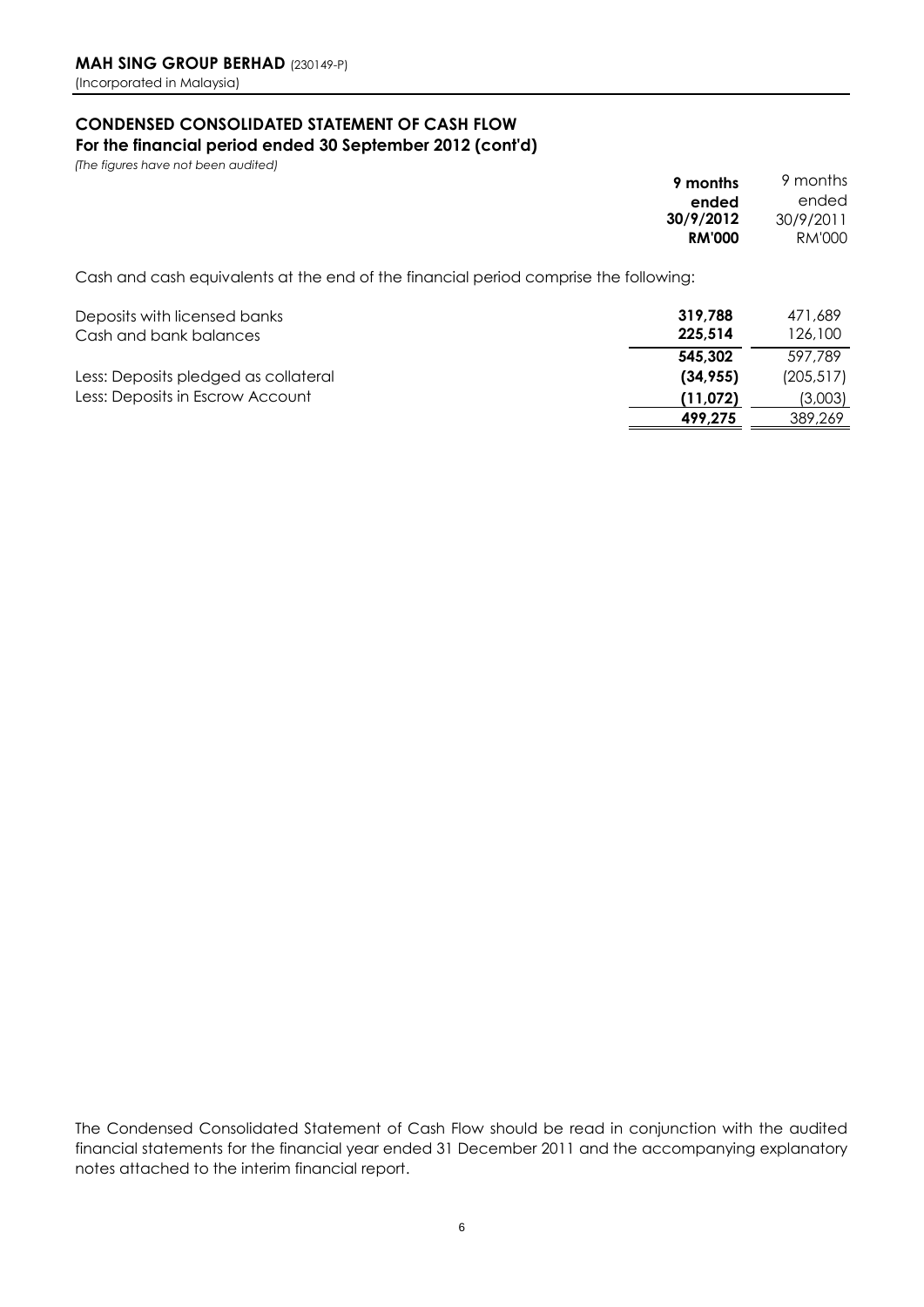**MAH SING GROUP BERHAD** (230149-P)
(Incorporated in Malaysia)

## CONDENSED CONSOLIDATED STATEMENT OF CASH FLOW
### For the financial period ended 30 September 2012 (cont'd)

*(The figures have not been audited)*

| | **9 months ended 30/9/2012 RM'000** | 9 months ended 30/9/2011 RM'000 |
|---|---|---|
| Cash and cash equivalents at the end of the financial period comprise the following: | | |
| Deposits with licensed banks | **319,788** | 471,689 |
| Cash and bank balances | **225,514** | 126,100 |
| | **545,302** | 597,789 |
| Less: Deposits pledged as collateral | **(34,955)** | (205,517) |
| Less: Deposits in Escrow Account | **(11,072)** | (3,003) |
| | **499,275** | 389,269 |

The Condensed Consolidated Statement of Cash Flow should be read in conjunction with the audited financial statements for the financial year ended 31 December 2011 and the accompanying explanatory notes attached to the interim financial report.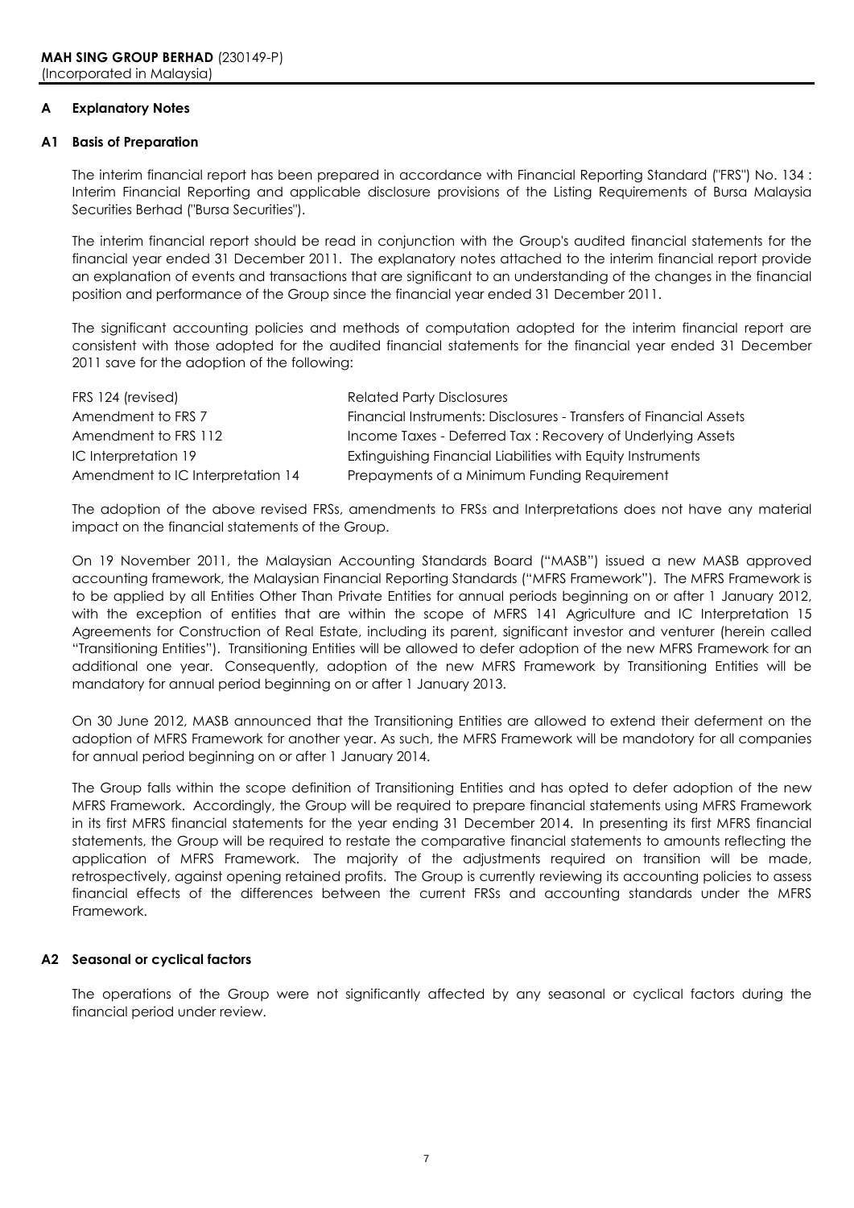**MAH SING GROUP BERHAD** (230149-P)
(Incorporated in Malaysia)

## A Explanatory Notes

### A1 Basis of Preparation

The interim financial report has been prepared in accordance with Financial Reporting Standard ("FRS") No. 134 : Interim Financial Reporting and applicable disclosure provisions of the Listing Requirements of Bursa Malaysia Securities Berhad ("Bursa Securities").

The interim financial report should be read in conjunction with the Group's audited financial statements for the financial year ended 31 December 2011. The explanatory notes attached to the interim financial report provide an explanation of events and transactions that are significant to an understanding of the changes in the financial position and performance of the Group since the financial year ended 31 December 2011.

The significant accounting policies and methods of computation adopted for the interim financial report are consistent with those adopted for the audited financial statements for the financial year ended 31 December 2011 save for the adoption of the following:

| | |
|---|---|
| FRS 124 (revised) | Related Party Disclosures |
| Amendment to FRS 7 | Financial Instruments: Disclosures - Transfers of Financial Assets |
| Amendment to FRS 112 | Income Taxes - Deferred Tax : Recovery of Underlying Assets |
| IC Interpretation 19 | Extinguishing Financial Liabilities with Equity Instruments |
| Amendment to IC Interpretation 14 | Prepayments of a Minimum Funding Requirement |

The adoption of the above revised FRSs, amendments to FRSs and Interpretations does not have any material impact on the financial statements of the Group.

On 19 November 2011, the Malaysian Accounting Standards Board ("MASB") issued a new MASB approved accounting framework, the Malaysian Financial Reporting Standards ("MFRS Framework"). The MFRS Framework is to be applied by all Entities Other Than Private Entities for annual periods beginning on or after 1 January 2012, with the exception of entities that are within the scope of MFRS 141 Agriculture and IC Interpretation 15 Agreements for Construction of Real Estate, including its parent, significant investor and venturer (herein called "Transitioning Entities"). Transitioning Entities will be allowed to defer adoption of the new MFRS Framework for an additional one year. Consequently, adoption of the new MFRS Framework by Transitioning Entities will be mandatory for annual period beginning on or after 1 January 2013.

On 30 June 2012, MASB announced that the Transitioning Entities are allowed to extend their deferment on the adoption of MFRS Framework for another year. As such, the MFRS Framework will be mandotory for all companies for annual period beginning on or after 1 January 2014.

The Group falls within the scope definition of Transitioning Entities and has opted to defer adoption of the new MFRS Framework. Accordingly, the Group will be required to prepare financial statements using MFRS Framework in its first MFRS financial statements for the year ending 31 December 2014. In presenting its first MFRS financial statements, the Group will be required to restate the comparative financial statements to amounts reflecting the application of MFRS Framework. The majority of the adjustments required on transition will be made, retrospectively, against opening retained profits. The Group is currently reviewing its accounting policies to assess financial effects of the differences between the current FRSs and accounting standards under the MFRS Framework.

### A2 Seasonal or cyclical factors

The operations of the Group were not significantly affected by any seasonal or cyclical factors during the financial period under review.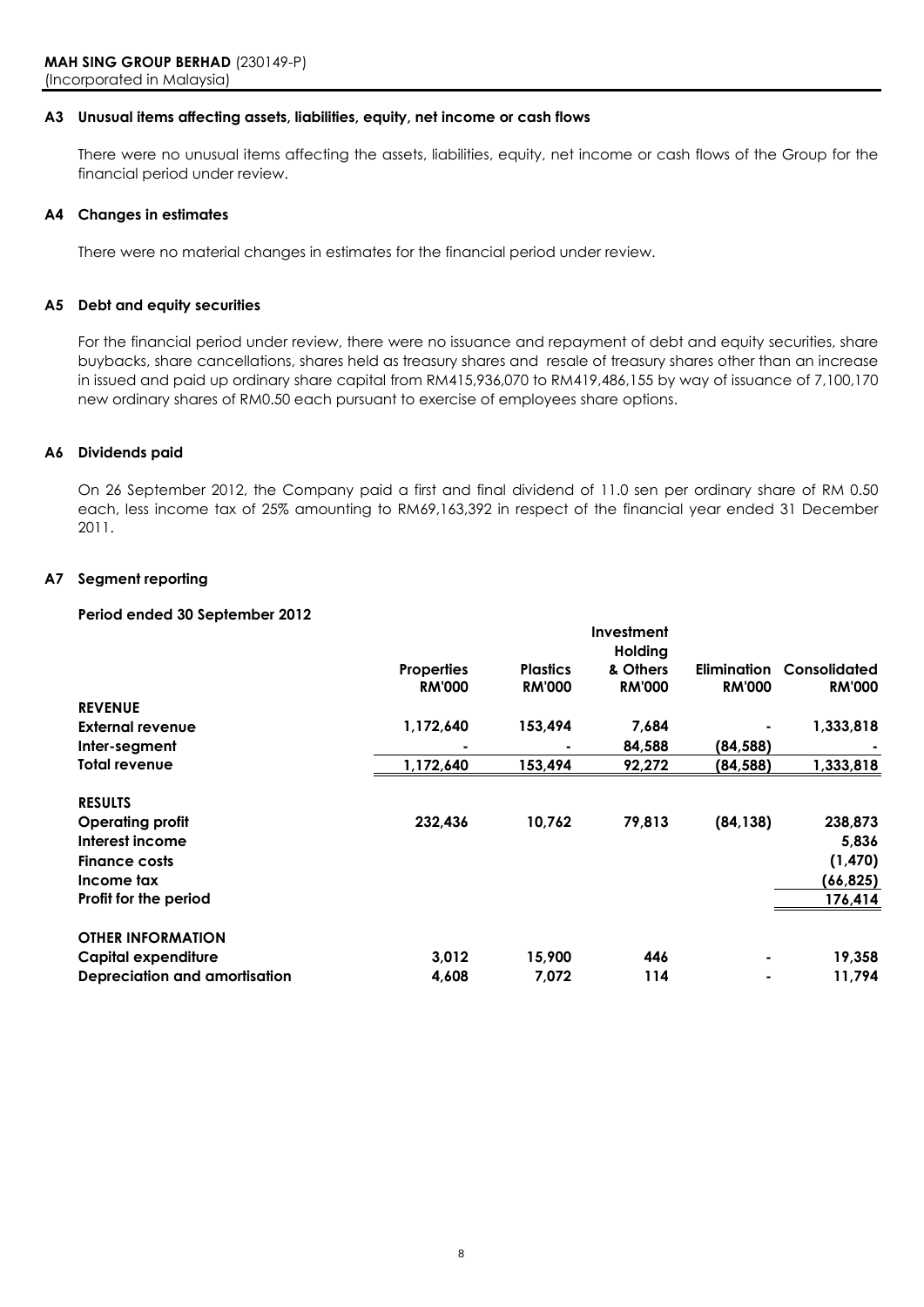**MAH SING GROUP BERHAD** (230149-P)
(Incorporated in Malaysia)

### A3 Unusual items affecting assets, liabilities, equity, net income or cash flows

There were no unusual items affecting the assets, liabilities, equity, net income or cash flows of the Group for the financial period under review.

### A4 Changes in estimates

There were no material changes in estimates for the financial period under review.

### A5 Debt and equity securities

For the financial period under review, there were no issuance and repayment of debt and equity securities, share buybacks, share cancellations, shares held as treasury shares and resale of treasury shares other than an increase in issued and paid up ordinary share capital from RM415,936,070 to RM419,486,155 by way of issuance of 7,100,170 new ordinary shares of RM0.50 each pursuant to exercise of employees share options.

### A6 Dividends paid

On 26 September 2012, the Company paid a first and final dividend of 11.0 sen per ordinary share of RM 0.50 each, less income tax of 25% amounting to RM69,163,392 in respect of the financial year ended 31 December 2011.

### A7 Segment reporting

**Period ended 30 September 2012**

| | Properties RM'000 | Plastics RM'000 | Investment Holding & Others RM'000 | Elimination RM'000 | Consolidated RM'000 |
|---|---|---|---|---|---|
| **REVENUE** | | | | | |
| **External revenue** | **1,172,640** | **153,494** | **7,684** | **-** | **1,333,818** |
| **Inter-segment** | **-** | **-** | **84,588** | **(84,588)** | **-** |
| **Total revenue** | **1,172,640** | **153,494** | **92,272** | **(84,588)** | **1,333,818** |
| **RESULTS** | | | | | |
| **Operating profit** | **232,436** | **10,762** | **79,813** | **(84,138)** | **238,873** |
| **Interest income** | | | | | **5,836** |
| **Finance costs** | | | | | **(1,470)** |
| **Income tax** | | | | | **(66,825)** |
| **Profit for the period** | | | | | **176,414** |
| **OTHER INFORMATION** | | | | | |
| **Capital expenditure** | **3,012** | **15,900** | **446** | **-** | **19,358** |
| **Depreciation and amortisation** | **4,608** | **7,072** | **114** | **-** | **11,794** |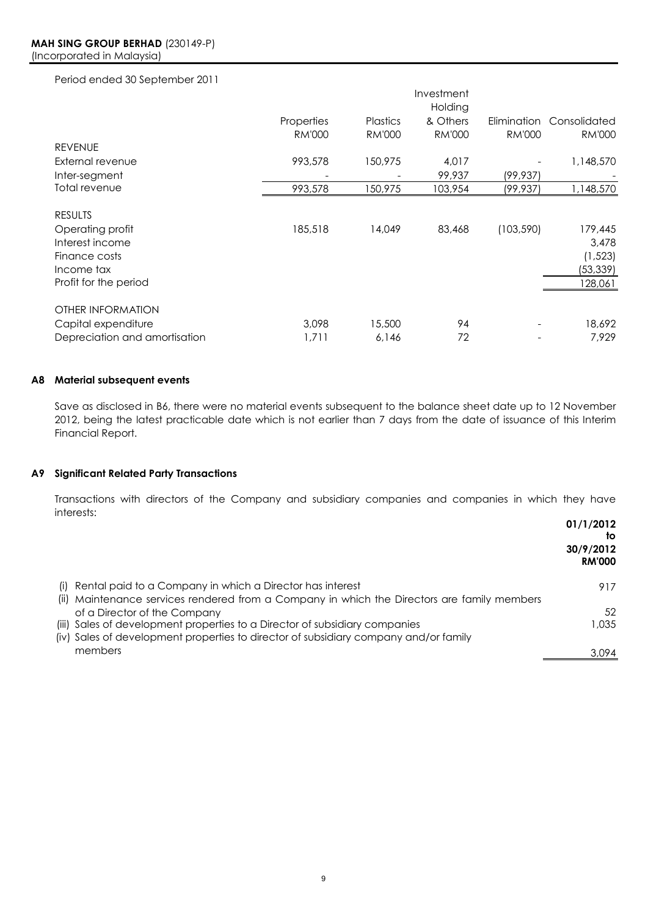Period ended 30 September 2011

| | Properties | Plastics | Investment Holding & Others | Elimination | Consolidated |
|---|---|---|---|---|---|
| | RM'000 | RM'000 | RM'000 | RM'000 | RM'000 |
| **REVENUE** | | | | | |
| External revenue | 993,578 | 150,975 | 4,017 | - | 1,148,570 |
| Inter-segment | - | - | 99,937 | (99,937) | - |
| Total revenue | 993,578 | 150,975 | 103,954 | (99,937) | 1,148,570 |
| **RESULTS** | | | | | |
| Operating profit | 185,518 | 14,049 | 83,468 | (103,590) | 179,445 |
| Interest income | | | | | 3,478 |
| Finance costs | | | | | (1,523) |
| Income tax | | | | | (53,339) |
| Profit for the period | | | | | 128,061 |
| **OTHER INFORMATION** | | | | | |
| Capital expenditure | 3,098 | 15,500 | 94 | - | 18,692 |
| Depreciation and amortisation | 1,711 | 6,146 | 72 | - | 7,929 |

### A8 Material subsequent events

Save as disclosed in B6, there were no material events subsequent to the balance sheet date up to 12 November 2012, being the latest practicable date which is not earlier than 7 days from the date of issuance of this Interim Financial Report.

### A9 Significant Related Party Transactions

Transactions with directors of the Company and subsidiary companies and companies in which they have interests:

| | 01/1/2012 to 30/9/2012 RM'000 |
|---|---|
| (i) Rental paid to a Company in which a Director has interest | 917 |
| (ii) Maintenance services rendered from a Company in which the Directors are family members of a Director of the Company | 52 |
| (iii) Sales of development properties to a Director of subsidiary companies | 1,035 |
| (iv) Sales of development properties to director of subsidiary company and/or family members | 3,094 |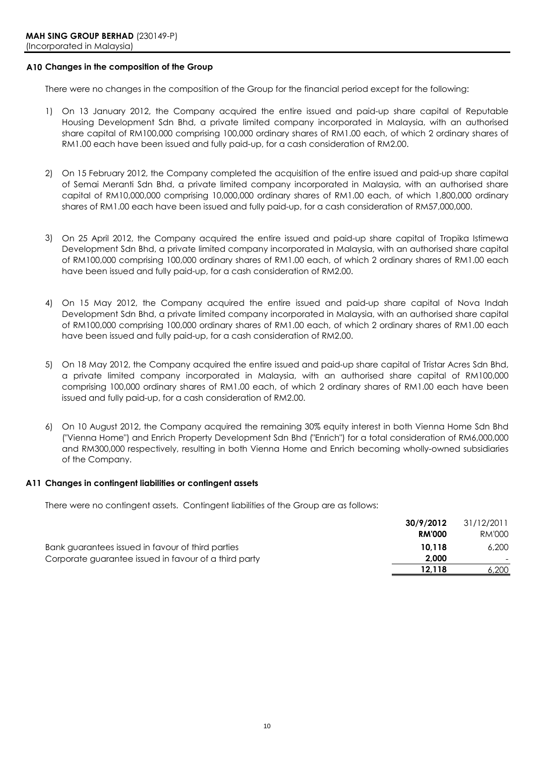**MAH SING GROUP BERHAD** (230149-P)
(Incorporated in Malaysia)

### A10 Changes in the composition of the Group

There were no changes in the composition of the Group for the financial period except for the following:

1) On 13 January 2012, the Company acquired the entire issued and paid-up share capital of Reputable Housing Development Sdn Bhd, a private limited company incorporated in Malaysia, with an authorised share capital of RM100,000 comprising 100,000 ordinary shares of RM1.00 each, of which 2 ordinary shares of RM1.00 each have been issued and fully paid-up, for a cash consideration of RM2.00.

2) On 15 February 2012, the Company completed the acquisition of the entire issued and paid-up share capital of Semai Meranti Sdn Bhd, a private limited company incorporated in Malaysia, with an authorised share capital of RM10,000,000 comprising 10,000,000 ordinary shares of RM1.00 each, of which 1,800,000 ordinary shares of RM1.00 each have been issued and fully paid-up, for a cash consideration of RM57,000,000.

3) On 25 April 2012, the Company acquired the entire issued and paid-up share capital of Tropika Istimewa Development Sdn Bhd, a private limited company incorporated in Malaysia, with an authorised share capital of RM100,000 comprising 100,000 ordinary shares of RM1.00 each, of which 2 ordinary shares of RM1.00 each have been issued and fully paid-up, for a cash consideration of RM2.00.

4) On 15 May 2012, the Company acquired the entire issued and paid-up share capital of Nova Indah Development Sdn Bhd, a private limited company incorporated in Malaysia, with an authorised share capital of RM100,000 comprising 100,000 ordinary shares of RM1.00 each, of which 2 ordinary shares of RM1.00 each have been issued and fully paid-up, for a cash consideration of RM2.00.

5) On 18 May 2012, the Company acquired the entire issued and paid-up share capital of Tristar Acres Sdn Bhd, a private limited company incorporated in Malaysia, with an authorised share capital of RM100,000 comprising 100,000 ordinary shares of RM1.00 each, of which 2 ordinary shares of RM1.00 each have been issued and fully paid-up, for a cash consideration of RM2.00.

6) On 10 August 2012, the Company acquired the remaining 30% equity interest in both Vienna Home Sdn Bhd ("Vienna Home") and Enrich Property Development Sdn Bhd ("Enrich") for a total consideration of RM6,000,000 and RM300,000 respectively, resulting in both Vienna Home and Enrich becoming wholly-owned subsidiaries of the Company.

### A11 Changes in contingent liabilities or contingent assets

There were no contingent assets. Contingent liabilities of the Group are as follows:

| | **30/9/2012** | 31/12/2011 |
|---|---|---|
| | **RM'000** | RM'000 |
| Bank guarantees issued in favour of third parties | **10,118** | 6,200 |
| Corporate guarantee issued in favour of a third party | **2,000** | - |
| | **12,118** | 6,200 |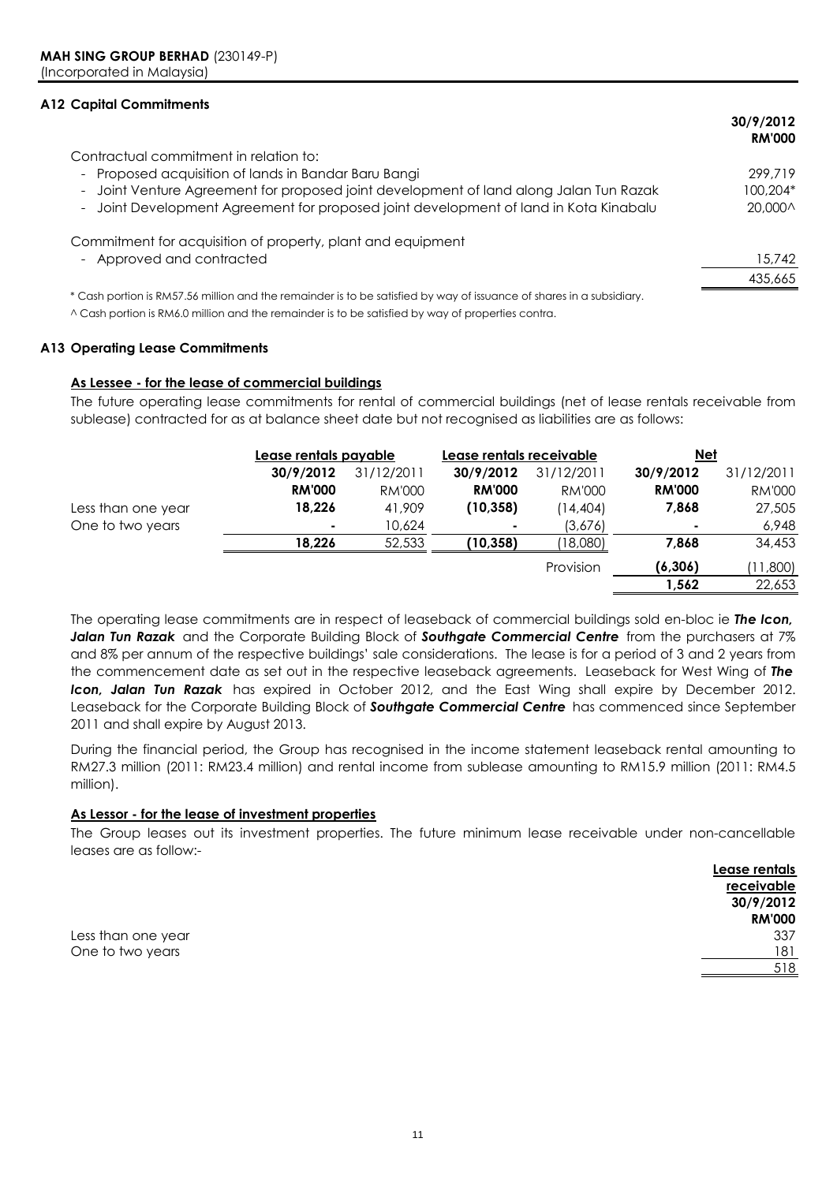## A12 Capital Commitments

| | 30/9/2012 |
|---|---|
| | **RM'000** |
| Contractual commitment in relation to: | |
| - Proposed acquisition of lands in Bandar Baru Bangi | 299,719 |
| - Joint Venture Agreement for proposed joint development of land along Jalan Tun Razak | 100,204* |
| - Joint Development Agreement for proposed joint development of land in Kota Kinabalu | 20,000^ |
| Commitment for acquisition of property, plant and equipment | |
| - Approved and contracted | 15,742 |
| | 435,665 |

* Cash portion is RM57.56 million and the remainder is to be satisfied by way of issuance of shares in a subsidiary.

^ Cash portion is RM6.0 million and the remainder is to be satisfied by way of properties contra.

## A13 Operating Lease Commitments

**As Lessee - for the lease of commercial buildings**

The future operating lease commitments for rental of commercial buildings (net of lease rentals receivable from sublease) contracted for as at balance sheet date but not recognised as liabilities are as follows:

| | Lease rentals payable | | Lease rentals receivable | | Net | |
|---|---|---|---|---|---|---|
| | **30/9/2012** | 31/12/2011 | **30/9/2012** | 31/12/2011 | **30/9/2012** | 31/12/2011 |
| | **RM'000** | RM'000 | **RM'000** | RM'000 | **RM'000** | RM'000 |
| Less than one year | **18,226** | 41,909 | **(10,358)** | (14,404) | **7,868** | 27,505 |
| One to two years | **-** | 10,624 | **-** | (3,676) | **-** | 6,948 |
| | **18,226** | 52,533 | **(10,358)** | (18,080) | **7,868** | 34,453 |
| | | | | Provision | **(6,306)** | (11,800) |
| | | | | | **1,562** | 22,653 |

The operating lease commitments are in respect of leaseback of commercial buildings sold en-bloc ie ***The Icon, Jalan Tun Razak*** and the Corporate Building Block of ***Southgate Commercial Centre*** from the purchasers at 7% and 8% per annum of the respective buildings' sale considerations. The lease is for a period of 3 and 2 years from the commencement date as set out in the respective leaseback agreements. Leaseback for West Wing of ***The Icon, Jalan Tun Razak*** has expired in October 2012, and the East Wing shall expire by December 2012. Leaseback for the Corporate Building Block of ***Southgate Commercial Centre*** has commenced since September 2011 and shall expire by August 2013.

During the financial period, the Group has recognised in the income statement leaseback rental amounting to RM27.3 million (2011: RM23.4 million) and rental income from sublease amounting to RM15.9 million (2011: RM4.5 million).

**As Lessor - for the lease of investment properties**

The Group leases out its investment properties. The future minimum lease receivable under non-cancellable leases are as follow:-

| | Lease rentals receivable |
|---|---|
| | **30/9/2012** |
| | **RM'000** |
| Less than one year | 337 |
| One to two years | 181 |
| | 518 |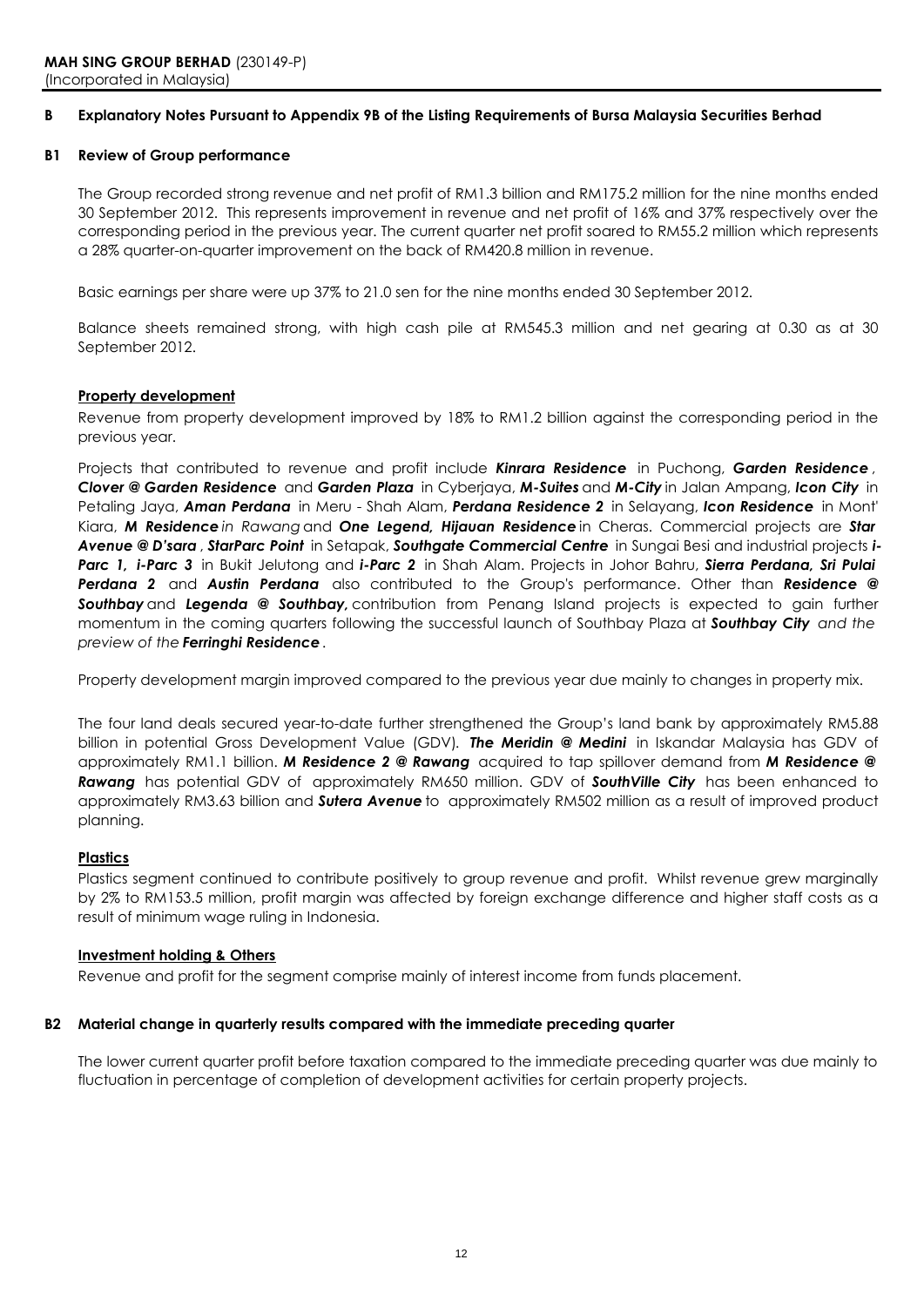**MAH SING GROUP BERHAD** (230149-P)
(Incorporated in Malaysia)

## B Explanatory Notes Pursuant to Appendix 9B of the Listing Requirements of Bursa Malaysia Securities Berhad

### B1 Review of Group performance

The Group recorded strong revenue and net profit of RM1.3 billion and RM175.2 million for the nine months ended 30 September 2012. This represents improvement in revenue and net profit of 16% and 37% respectively over the corresponding period in the previous year. The current quarter net profit soared to RM55.2 million which represents a 28% quarter-on-quarter improvement on the back of RM420.8 million in revenue.

Basic earnings per share were up 37% to 21.0 sen for the nine months ended 30 September 2012.

Balance sheets remained strong, with high cash pile at RM545.3 million and net gearing at 0.30 as at 30 September 2012.

**Property development**

Revenue from property development improved by 18% to RM1.2 billion against the corresponding period in the previous year.

Projects that contributed to revenue and profit include ***Kinrara Residence*** in Puchong, ***Garden Residence***, ***Clover @ Garden Residence*** and ***Garden Plaza*** in Cyberjaya, ***M-Suites*** and ***M-City*** in Jalan Ampang, ***Icon City*** in Petaling Jaya, ***Aman Perdana*** in Meru - Shah Alam, ***Perdana Residence 2*** in Selayang, ***Icon Residence*** in Mont' Kiara, ***M Residence*** *in Rawang* and ***One Legend, Hijauan Residence*** in Cheras. Commercial projects are ***Star Avenue @ D'sara***, ***StarParc Point*** in Setapak, ***Southgate Commercial Centre*** in Sungai Besi and industrial projects ***i-Parc 1, i-Parc 3*** in Bukit Jelutong and ***i-Parc 2*** in Shah Alam. Projects in Johor Bahru, ***Sierra Perdana, Sri Pulai Perdana 2*** and ***Austin Perdana*** also contributed to the Group's performance. Other than ***Residence @ Southbay*** and ***Legenda @ Southbay,*** contribution from Penang Island projects is expected to gain further momentum in the coming quarters following the successful launch of Southbay Plaza at ***Southbay City*** *and the preview of the* ***Ferringhi Residence***.

Property development margin improved compared to the previous year due mainly to changes in property mix.

The four land deals secured year-to-date further strengthened the Group's land bank by approximately RM5.88 billion in potential Gross Development Value (GDV). ***The Meridin @ Medini*** in Iskandar Malaysia has GDV of approximately RM1.1 billion. ***M Residence 2 @ Rawang*** acquired to tap spillover demand from ***M Residence @ Rawang*** has potential GDV of approximately RM650 million. GDV of ***SouthVille City*** has been enhanced to approximately RM3.63 billion and ***Sutera Avenue*** to approximately RM502 million as a result of improved product planning.

**Plastics**

Plastics segment continued to contribute positively to group revenue and profit. Whilst revenue grew marginally by 2% to RM153.5 million, profit margin was affected by foreign exchange difference and higher staff costs as a result of minimum wage ruling in Indonesia.

**Investment holding & Others**

Revenue and profit for the segment comprise mainly of interest income from funds placement.

### B2 Material change in quarterly results compared with the immediate preceding quarter

The lower current quarter profit before taxation compared to the immediate preceding quarter was due mainly to fluctuation in percentage of completion of development activities for certain property projects.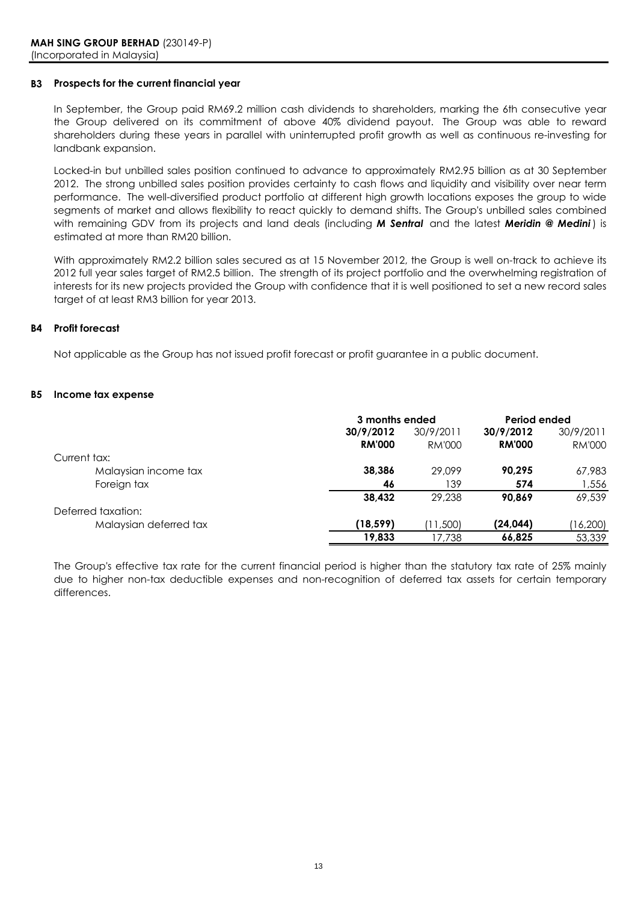**MAH SING GROUP BERHAD** (230149-P)
(Incorporated in Malaysia)

### B3 Prospects for the current financial year

In September, the Group paid RM69.2 million cash dividends to shareholders, marking the 6th consecutive year the Group delivered on its commitment of above 40% dividend payout. The Group was able to reward shareholders during these years in parallel with uninterrupted profit growth as well as continuous re-investing for landbank expansion.

Locked-in but unbilled sales position continued to advance to approximately RM2.95 billion as at 30 September 2012. The strong unbilled sales position provides certainty to cash flows and liquidity and visibility over near term performance. The well-diversified product portfolio at different high growth locations exposes the group to wide segments of market and allows flexibility to react quickly to demand shifts. The Group's unbilled sales combined with remaining GDV from its projects and land deals (including ***M Sentral*** and the latest ***Meridin @ Medini***) is estimated at more than RM20 billion.

With approximately RM2.2 billion sales secured as at 15 November 2012, the Group is well on-track to achieve its 2012 full year sales target of RM2.5 billion. The strength of its project portfolio and the overwhelming registration of interests for its new projects provided the Group with confidence that it is well positioned to set a new record sales target of at least RM3 billion for year 2013.

### B4 Profit forecast

Not applicable as the Group has not issued profit forecast or profit guarantee in a public document.

### B5 Income tax expense

| | 3 months ended | | Period ended | |
|---|---|---|---|---|
| | **30/9/2012** | 30/9/2011 | **30/9/2012** | 30/9/2011 |
| | **RM'000** | RM'000 | **RM'000** | RM'000 |
| Current tax: | | | | |
| Malaysian income tax | **38,386** | 29,099 | **90,295** | 67,983 |
| Foreign tax | **46** | 139 | **574** | 1,556 |
| | **38,432** | 29,238 | **90,869** | 69,539 |
| Deferred taxation: | | | | |
| Malaysian deferred tax | **(18,599)** | (11,500) | **(24,044)** | (16,200) |
| | **19,833** | 17,738 | **66,825** | 53,339 |

The Group's effective tax rate for the current financial period is higher than the statutory tax rate of 25% mainly due to higher non-tax deductible expenses and non-recognition of deferred tax assets for certain temporary differences.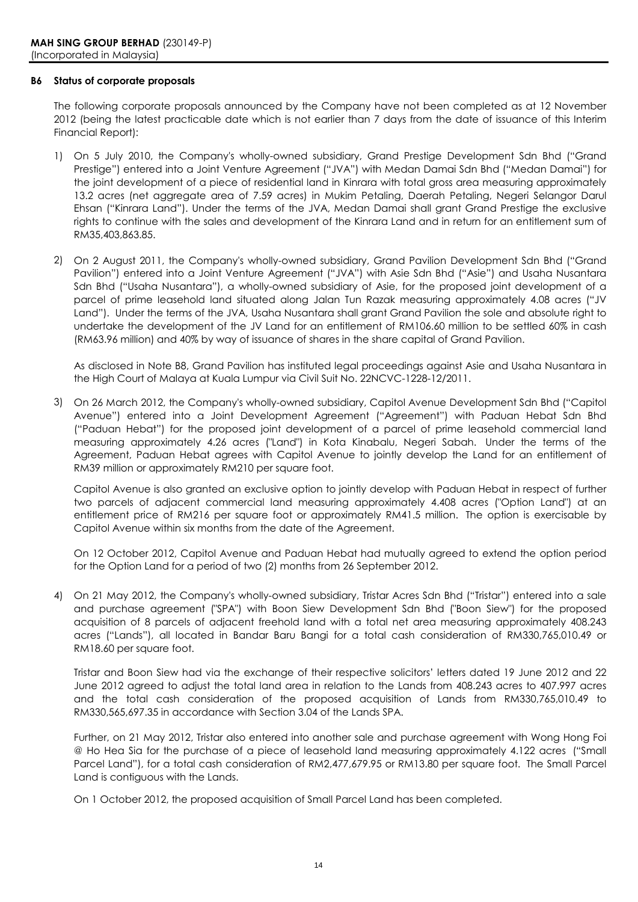**MAH SING GROUP BERHAD** (230149-P)
(Incorporated in Malaysia)

**B6 Status of corporate proposals**

The following corporate proposals announced by the Company have not been completed as at 12 November 2012 (being the latest practicable date which is not earlier than 7 days from the date of issuance of this Interim Financial Report):

1) On 5 July 2010, the Company's wholly-owned subsidiary, Grand Prestige Development Sdn Bhd ("Grand Prestige") entered into a Joint Venture Agreement ("JVA") with Medan Damai Sdn Bhd ("Medan Damai") for the joint development of a piece of residential land in Kinrara with total gross area measuring approximately 13.2 acres (net aggregate area of 7.59 acres) in Mukim Petaling, Daerah Petaling, Negeri Selangor Darul Ehsan ("Kinrara Land"). Under the terms of the JVA, Medan Damai shall grant Grand Prestige the exclusive rights to continue with the sales and development of the Kinrara Land and in return for an entitlement sum of RM35,403,863.85.

2) On 2 August 2011, the Company's wholly-owned subsidiary, Grand Pavilion Development Sdn Bhd ("Grand Pavilion") entered into a Joint Venture Agreement ("JVA") with Asie Sdn Bhd ("Asie") and Usaha Nusantara Sdn Bhd ("Usaha Nusantara"), a wholly-owned subsidiary of Asie, for the proposed joint development of a parcel of prime leasehold land situated along Jalan Tun Razak measuring approximately 4.08 acres ("JV Land"). Under the terms of the JVA, Usaha Nusantara shall grant Grand Pavilion the sole and absolute right to undertake the development of the JV Land for an entitlement of RM106.60 million to be settled 60% in cash (RM63.96 million) and 40% by way of issuance of shares in the share capital of Grand Pavilion.

   As disclosed in Note B8, Grand Pavilion has instituted legal proceedings against Asie and Usaha Nusantara in the High Court of Malaya at Kuala Lumpur via Civil Suit No. 22NCVC-1228-12/2011.

3) On 26 March 2012, the Company's wholly-owned subsidiary, Capitol Avenue Development Sdn Bhd ("Capitol Avenue") entered into a Joint Development Agreement ("Agreement") with Paduan Hebat Sdn Bhd ("Paduan Hebat") for the proposed joint development of a parcel of prime leasehold commercial land measuring approximately 4.26 acres ("Land") in Kota Kinabalu, Negeri Sabah. Under the terms of the Agreement, Paduan Hebat agrees with Capitol Avenue to jointly develop the Land for an entitlement of RM39 million or approximately RM210 per square foot.

   Capitol Avenue is also granted an exclusive option to jointly develop with Paduan Hebat in respect of further two parcels of adjacent commercial land measuring approximately 4.408 acres ("Option Land") at an entitlement price of RM216 per square foot or approximately RM41.5 million. The option is exercisable by Capitol Avenue within six months from the date of the Agreement.

   On 12 October 2012, Capitol Avenue and Paduan Hebat had mutually agreed to extend the option period for the Option Land for a period of two (2) months from 26 September 2012.

4) On 21 May 2012, the Company's wholly-owned subsidiary, Tristar Acres Sdn Bhd ("Tristar") entered into a sale and purchase agreement ("SPA") with Boon Siew Development Sdn Bhd ("Boon Siew") for the proposed acquisition of 8 parcels of adjacent freehold land with a total net area measuring approximately 408.243 acres ("Lands"), all located in Bandar Baru Bangi for a total cash consideration of RM330,765,010.49 or RM18.60 per square foot.

   Tristar and Boon Siew had via the exchange of their respective solicitors' letters dated 19 June 2012 and 22 June 2012 agreed to adjust the total land area in relation to the Lands from 408.243 acres to 407.997 acres and the total cash consideration of the proposed acquisition of Lands from RM330,765,010.49 to RM330,565,697.35 in accordance with Section 3.04 of the Lands SPA.

   Further, on 21 May 2012, Tristar also entered into another sale and purchase agreement with Wong Hong Foi @ Ho Hea Sia for the purchase of a piece of leasehold land measuring approximately 4.122 acres ("Small Parcel Land"), for a total cash consideration of RM2,477,679.95 or RM13.80 per square foot. The Small Parcel Land is contiguous with the Lands.

   On 1 October 2012, the proposed acquisition of Small Parcel Land has been completed.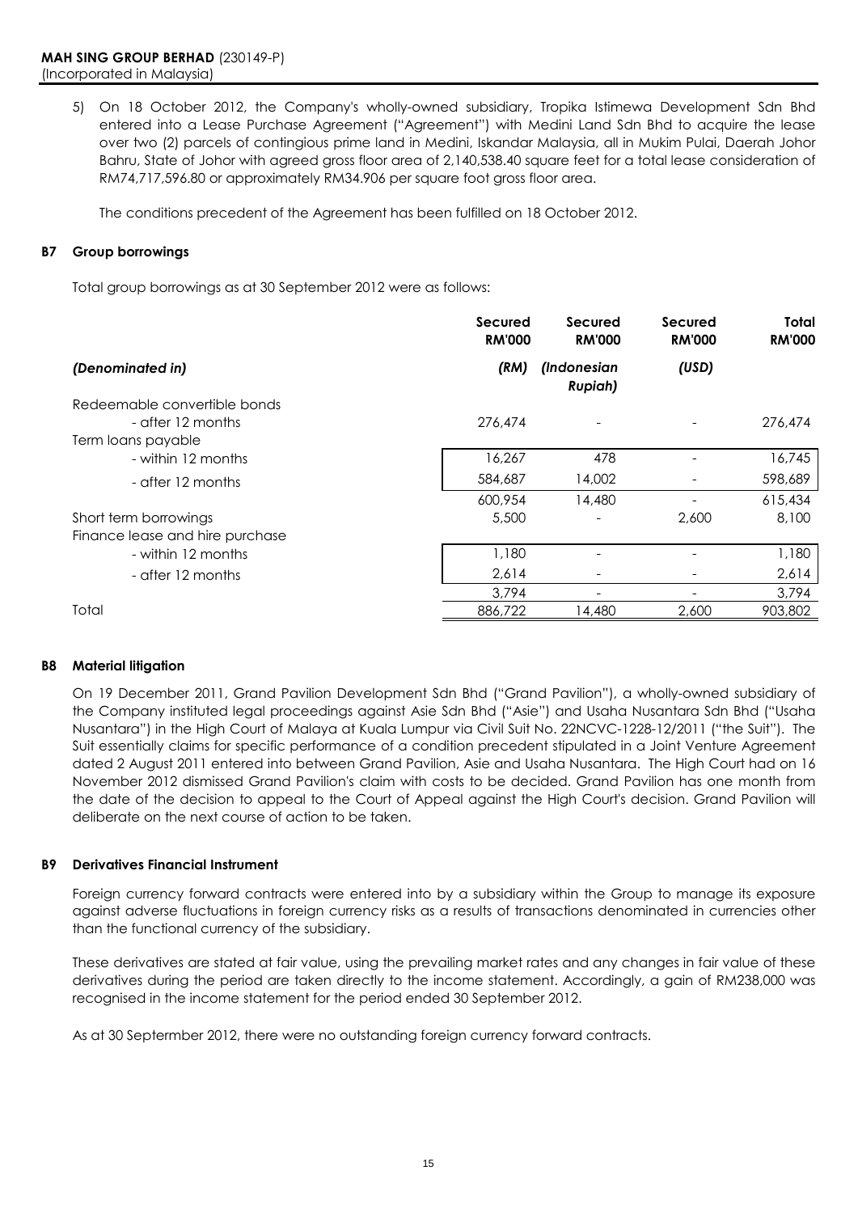**MAH SING GROUP BERHAD** (230149-P)
(Incorporated in Malaysia)

5) On 18 October 2012, the Company's wholly-owned subsidiary, Tropika Istimewa Development Sdn Bhd entered into a Lease Purchase Agreement ("Agreement") with Medini Land Sdn Bhd to acquire the lease over two (2) parcels of contingious prime land in Medini, Iskandar Malaysia, all in Mukim Pulai, Daerah Johor Bahru, State of Johor with agreed gross floor area of 2,140,538.40 square feet for a total lease consideration of RM74,717,596.80 or approximately RM34.906 per square foot gross floor area.

The conditions precedent of the Agreement has been fulfilled on 18 October 2012.

## B7 Group borrowings

Total group borrowings as at 30 September 2012 were as follows:

| | Secured RM'000 | Secured RM'000 | Secured RM'000 | Total RM'000 |
|---|---|---|---|---|
| *(Denominated in)* | *(RM)* | *(Indonesian Rupiah)* | *(USD)* | |
| Redeemable convertible bonds | | | | |
| - after 12 months | 276,474 | - | - | 276,474 |
| Term loans payable | | | | |
| - within 12 months | 16,267 | 478 | - | 16,745 |
| - after 12 months | 584,687 | 14,002 | - | 598,689 |
| | 600,954 | 14,480 | - | 615,434 |
| Short term borrowings | 5,500 | - | 2,600 | 8,100 |
| Finance lease and hire purchase | | | | |
| - within 12 months | 1,180 | - | - | 1,180 |
| - after 12 months | 2,614 | - | - | 2,614 |
| | 3,794 | - | - | 3,794 |
| Total | 886,722 | 14,480 | 2,600 | 903,802 |

## B8 Material litigation

On 19 December 2011, Grand Pavilion Development Sdn Bhd ("Grand Pavilion"), a wholly-owned subsidiary of the Company instituted legal proceedings against Asie Sdn Bhd ("Asie") and Usaha Nusantara Sdn Bhd ("Usaha Nusantara") in the High Court of Malaya at Kuala Lumpur via Civil Suit No. 22NCVC-1228-12/2011 ("the Suit"). The Suit essentially claims for specific performance of a condition precedent stipulated in a Joint Venture Agreement dated 2 August 2011 entered into between Grand Pavilion, Asie and Usaha Nusantara. The High Court had on 16 November 2012 dismissed Grand Pavilion's claim with costs to be decided. Grand Pavilion has one month from the date of the decision to appeal to the Court of Appeal against the High Court's decision. Grand Pavilion will deliberate on the next course of action to be taken.

## B9 Derivatives Financial Instrument

Foreign currency forward contracts were entered into by a subsidiary within the Group to manage its exposure against adverse fluctuations in foreign currency risks as a results of transactions denominated in currencies other than the functional currency of the subsidiary.

These derivatives are stated at fair value, using the prevailing market rates and any changes in fair value of these derivatives during the period are taken directly to the income statement. Accordingly, a gain of RM238,000 was recognised in the income statement for the period ended 30 September 2012.

As at 30 Septermber 2012, there were no outstanding foreign currency forward contracts.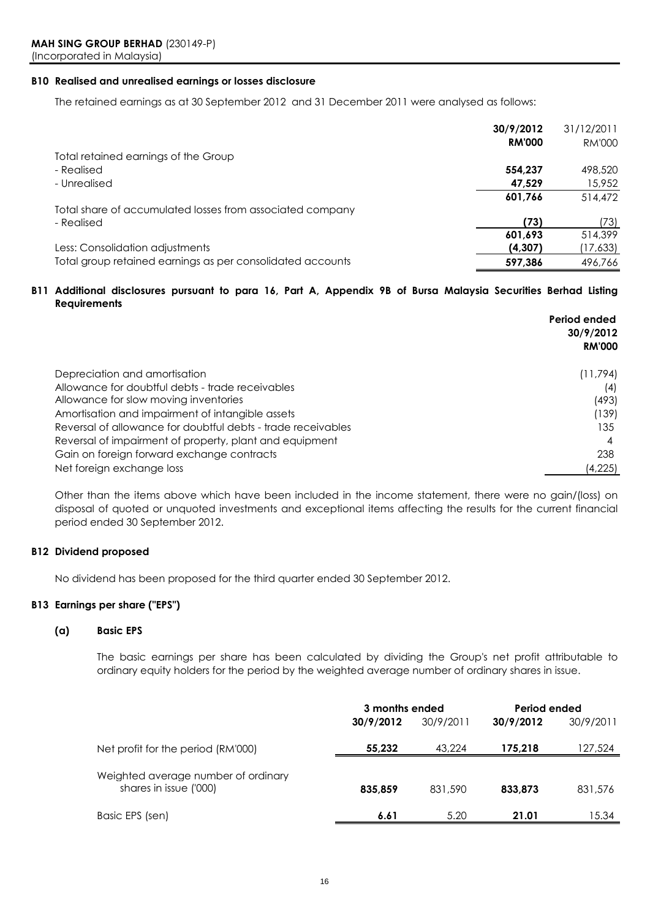**MAH SING GROUP BERHAD** (230149-P)
(Incorporated in Malaysia)

### B10 Realised and unrealised earnings or losses disclosure

The retained earnings as at 30 September 2012 and 31 December 2011 were analysed as follows:

| | **30/9/2012** | 31/12/2011 |
|---|---|---|
| | **RM'000** | RM'000 |
| Total retained earnings of the Group | | |
| - Realised | **554,237** | 498,520 |
| - Unrealised | **47,529** | 15,952 |
| | **601,766** | 514,472 |
| Total share of accumulated losses from associated company | | |
| - Realised | **(73)** | (73) |
| | **601,693** | 514,399 |
| Less: Consolidation adjustments | **(4,307)** | (17,633) |
| Total group retained earnings as per consolidated accounts | **597,386** | 496,766 |

### B11 Additional disclosures pursuant to para 16, Part A, Appendix 9B of Bursa Malaysia Securities Berhad Listing Requirements

| | **Period ended 30/9/2012 RM'000** |
|---|---|
| Depreciation and amortisation | (11,794) |
| Allowance for doubtful debts - trade receivables | (4) |
| Allowance for slow moving inventories | (493) |
| Amortisation and impairment of intangible assets | (139) |
| Reversal of allowance for doubtful debts - trade receivables | 135 |
| Reversal of impairment of property, plant and equipment | 4 |
| Gain on foreign forward exchange contracts | 238 |
| Net foreign exchange loss | (4,225) |

Other than the items above which have been included in the income statement, there were no gain/(loss) on disposal of quoted or unquoted investments and exceptional items affecting the results for the current financial period ended 30 September 2012.

### B12 Dividend proposed

No dividend has been proposed for the third quarter ended 30 September 2012.

### B13 Earnings per share ("EPS")

#### (a) Basic EPS

The basic earnings per share has been calculated by dividing the Group's net profit attributable to ordinary equity holders for the period by the weighted average number of ordinary shares in issue.

| | **3 months ended** | | **Period ended** | |
|---|---|---|---|---|
| | **30/9/2012** | 30/9/2011 | **30/9/2012** | 30/9/2011 |
| Net profit for the period (RM'000) | **55,232** | 43,224 | **175,218** | 127,524 |
| Weighted average number of ordinary shares in issue ('000) | **835,859** | 831,590 | **833,873** | 831,576 |
| Basic EPS (sen) | **6.61** | 5.20 | **21.01** | 15.34 |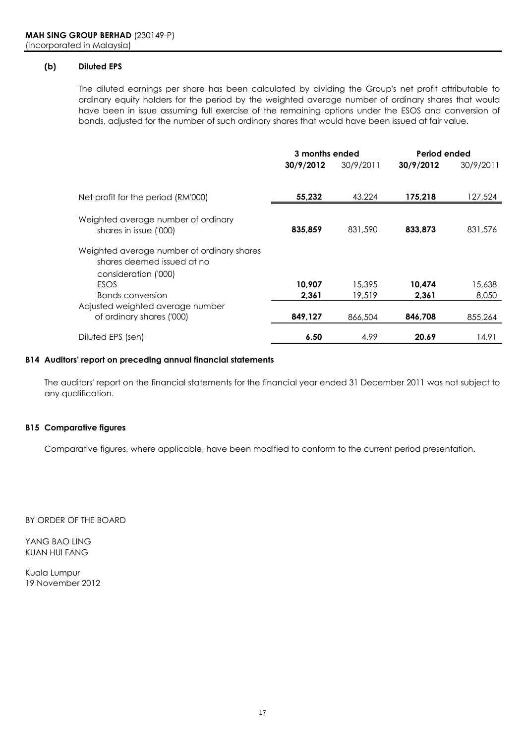**MAH SING GROUP BERHAD** (230149-P)
(Incorporated in Malaysia)

**(b) Diluted EPS**

The diluted earnings per share has been calculated by dividing the Group's net profit attributable to ordinary equity holders for the period by the weighted average number of ordinary shares that would have been in issue assuming full exercise of the remaining options under the ESOS and conversion of bonds, adjusted for the number of such ordinary shares that would have been issued at fair value.

| | 3 months ended | | Period ended | |
|---|---|---|---|---|
| | **30/9/2012** | 30/9/2011 | **30/9/2012** | 30/9/2011 |
| Net profit for the period (RM'000) | **55,232** | 43,224 | **175,218** | 127,524 |
| Weighted average number of ordinary shares in issue ('000) | **835,859** | 831,590 | **833,873** | 831,576 |
| Weighted average number of ordinary shares shares deemed issued at no consideration ('000) | | | | |
| ESOS | **10,907** | 15,395 | **10,474** | 15,638 |
| Bonds conversion | **2,361** | 19,519 | **2,361** | 8,050 |
| Adjusted weighted average number of ordinary shares ('000) | **849,127** | 866,504 | **846,708** | 855,264 |
| Diluted EPS (sen) | **6.50** | 4.99 | **20.69** | 14.91 |

**B14 Auditors' report on preceding annual financial statements**

The auditors' report on the financial statements for the financial year ended 31 December 2011 was not subject to any qualification.

**B15 Comparative figures**

Comparative figures, where applicable, have been modified to conform to the current period presentation.

BY ORDER OF THE BOARD

YANG BAO LING
KUAN HUI FANG

Kuala Lumpur
19 November 2012